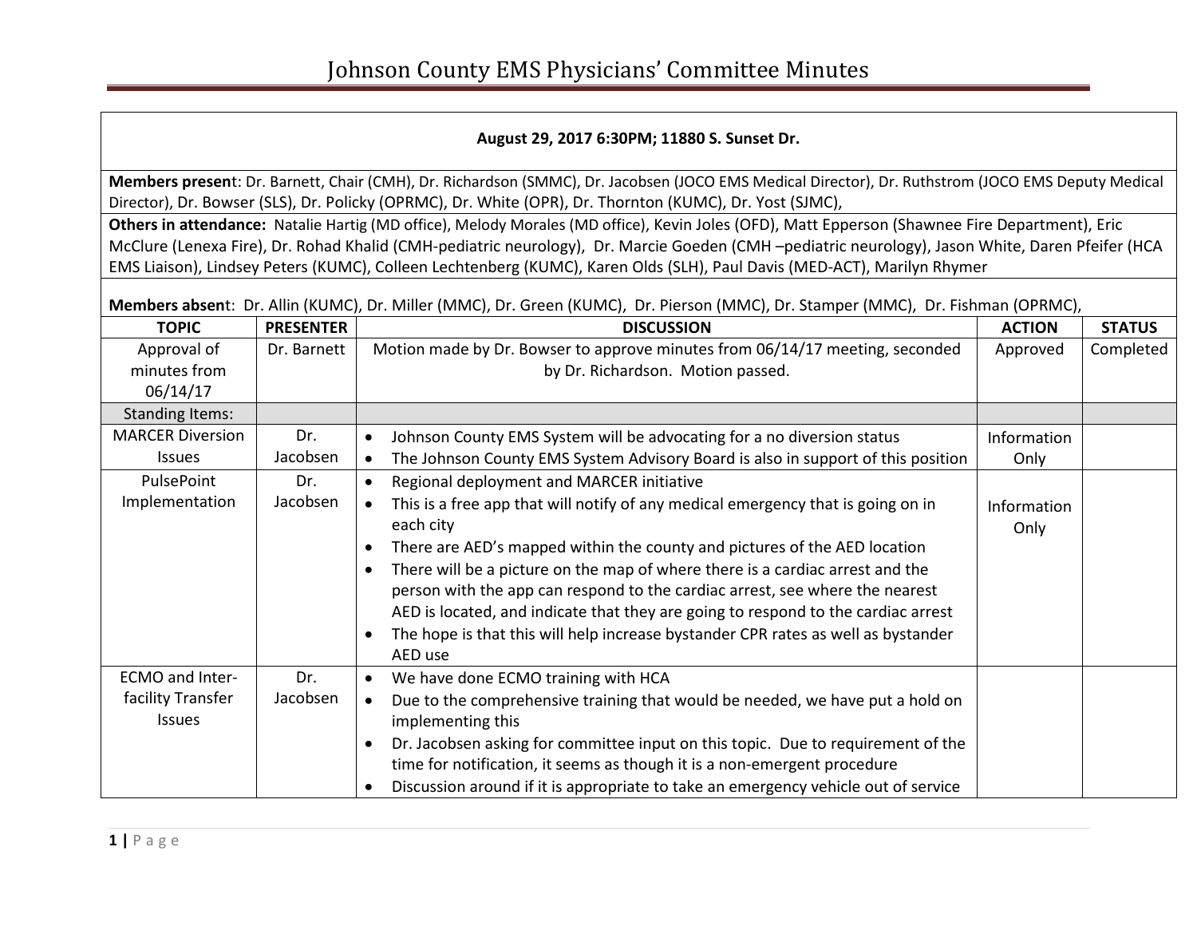# Johnson County EMS Physicians' Committee Minutes

**August 29, 2017 6:30PM; 11880 S. Sunset Dr.**

**Members present**: Dr. Barnett, Chair (CMH), Dr. Richardson (SMMC), Dr. Jacobsen (JOCO EMS Medical Director), Dr. Ruthstrom (JOCO EMS Deputy Medical Director), Dr. Bowser (SLS), Dr. Policky (OPRMC), Dr. White (OPR), Dr. Thornton (KUMC), Dr. Yost (SJMC),

**Others in attendance:** Natalie Hartig (MD office), Melody Morales (MD office), Kevin Joles (OFD), Matt Epperson (Shawnee Fire Department), Eric McClure (Lenexa Fire), Dr. Rohad Khalid (CMH-pediatric neurology), Dr. Marcie Goeden (CMH –pediatric neurology), Jason White, Daren Pfeifer (HCA EMS Liaison), Lindsey Peters (KUMC), Colleen Lechtenberg (KUMC), Karen Olds (SLH), Paul Davis (MED-ACT), Marilyn Rhymer

**Members absent**: Dr. Allin (KUMC), Dr. Miller (MMC), Dr. Green (KUMC), Dr. Pierson (MMC), Dr. Stamper (MMC), Dr. Fishman (OPRMC),

| TOPIC | PRESENTER | DISCUSSION | ACTION | STATUS |
|---|---|---|---|---|
| Approval of minutes from 06/14/17 | Dr. Barnett | Motion made by Dr. Bowser to approve minutes from 06/14/17 meeting, seconded by Dr. Richardson. Motion passed. | Approved | Completed |
| Standing Items: | | | | |
| MARCER Diversion Issues | Dr. Jacobsen | • Johnson County EMS System will be advocating for a no diversion status<br>• The Johnson County EMS System Advisory Board is also in support of this position | Information Only | |
| PulsePoint Implementation | Dr. Jacobsen | • Regional deployment and MARCER initiative<br>• This is a free app that will notify of any medical emergency that is going on in each city<br>• There are AED's mapped within the county and pictures of the AED location<br>• There will be a picture on the map of where there is a cardiac arrest and the person with the app can respond to the cardiac arrest, see where the nearest AED is located, and indicate that they are going to respond to the cardiac arrest<br>• The hope is that this will help increase bystander CPR rates as well as bystander AED use | Information Only | |
| ECMO and Inter-facility Transfer Issues | Dr. Jacobsen | • We have done ECMO training with HCA<br>• Due to the comprehensive training that would be needed, we have put a hold on implementing this<br>• Dr. Jacobsen asking for committee input on this topic. Due to requirement of the time for notification, it seems as though it is a non-emergent procedure<br>• Discussion around if it is appropriate to take an emergency vehicle out of service | | |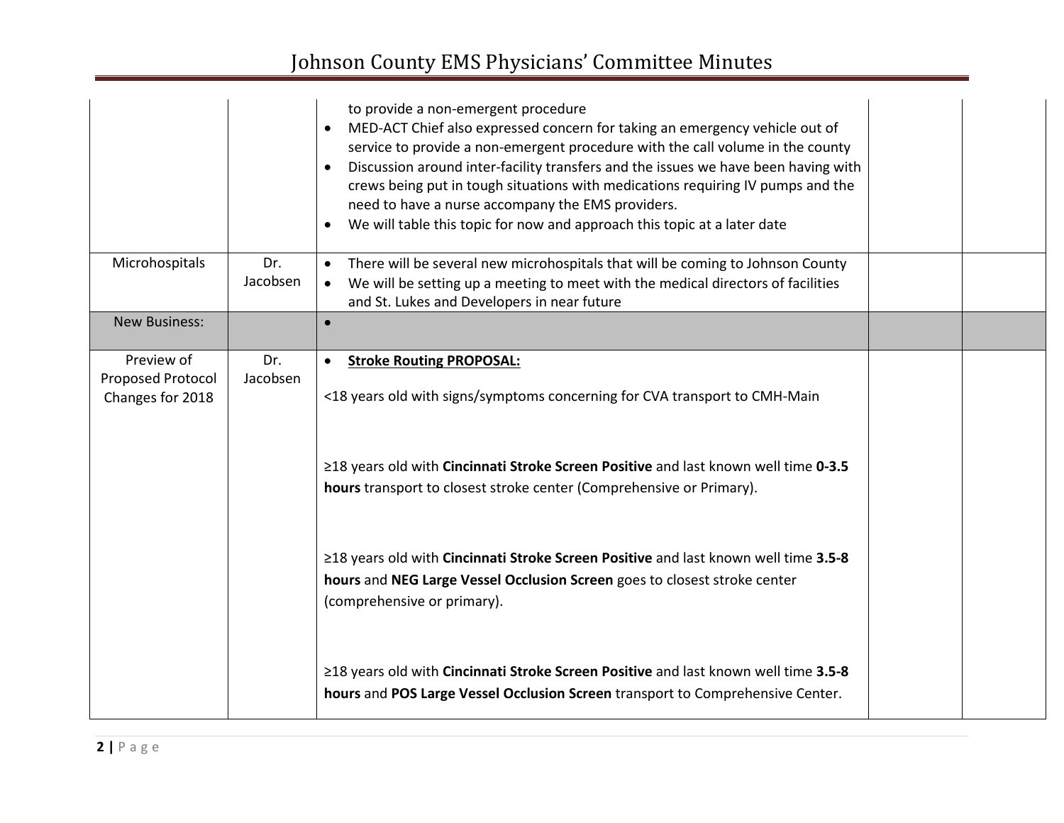| | | | | |
|---|---|---|---|---|
| | | to provide a non-emergent procedure<br>• MED-ACT Chief also expressed concern for taking an emergency vehicle out of service to provide a non-emergent procedure with the call volume in the county<br>• Discussion around inter-facility transfers and the issues we have been having with crews being put in tough situations with medications requiring IV pumps and the need to have a nurse accompany the EMS providers.<br>• We will table this topic for now and approach this topic at a later date | | |
| Microhospitals | Dr. Jacobsen | • There will be several new microhospitals that will be coming to Johnson County<br>• We will be setting up a meeting to meet with the medical directors of facilities and St. Lukes and Developers in near future | | |
| New Business: | | • | | |
| Preview of Proposed Protocol Changes for 2018 | Dr. Jacobsen | • **Stroke Routing PROPOSAL:**<br><br><18 years old with signs/symptoms concerning for CVA transport to CMH-Main<br><br>≥18 years old with **Cincinnati Stroke Screen Positive** and last known well time **0-3.5 hours** transport to closest stroke center (Comprehensive or Primary).<br><br>≥18 years old with **Cincinnati Stroke Screen Positive** and last known well time **3.5-8 hours** and **NEG Large Vessel Occlusion Screen** goes to closest stroke center (comprehensive or primary).<br><br>≥18 years old with **Cincinnati Stroke Screen Positive** and last known well time **3.5-8 hours** and **POS Large Vessel Occlusion Screen** transport to Comprehensive Center. | | |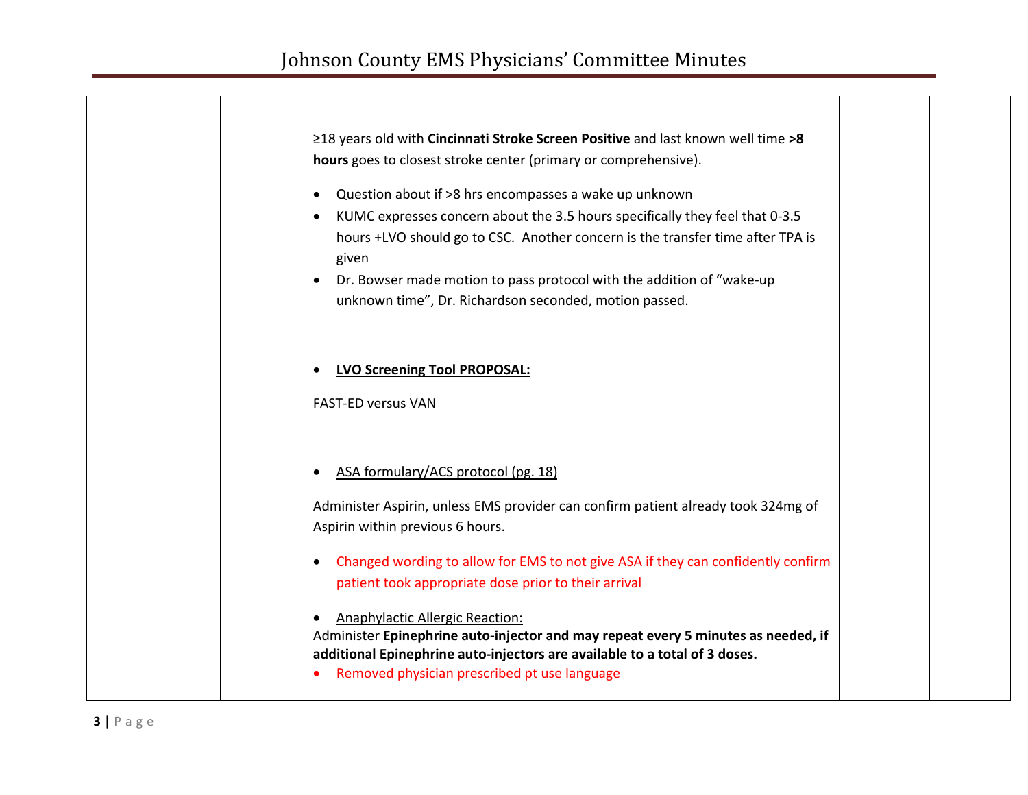|  |  |  |  |  |
|---|---|---|---|---|
|  |  | ≥18 years old with **Cincinnati Stroke Screen Positive** and last known well time **>8 hours** goes to closest stroke center (primary or comprehensive).<br><br>• Question about if >8 hrs encompasses a wake up unknown<br>• KUMC expresses concern about the 3.5 hours specifically they feel that 0-3.5 hours +LVO should go to CSC. Another concern is the transfer time after TPA is given<br>• Dr. Bowser made motion to pass protocol with the addition of "wake-up unknown time", Dr. Richardson seconded, motion passed.<br><br>• **LVO Screening Tool PROPOSAL:**<br><br>FAST-ED versus VAN<br><br>• ASA formulary/ACS protocol (pg. 18)<br><br>Administer Aspirin, unless EMS provider can confirm patient already took 324mg of Aspirin within previous 6 hours.<br><br>• Changed wording to allow for EMS to not give ASA if they can confidently confirm patient took appropriate dose prior to their arrival<br><br>• Anaphylactic Allergic Reaction:<br>Administer **Epinephrine auto-injector and may repeat every 5 minutes as needed, if additional Epinephrine auto-injectors are available to a total of 3 doses.**<br>• Removed physician prescribed pt use language |  |  |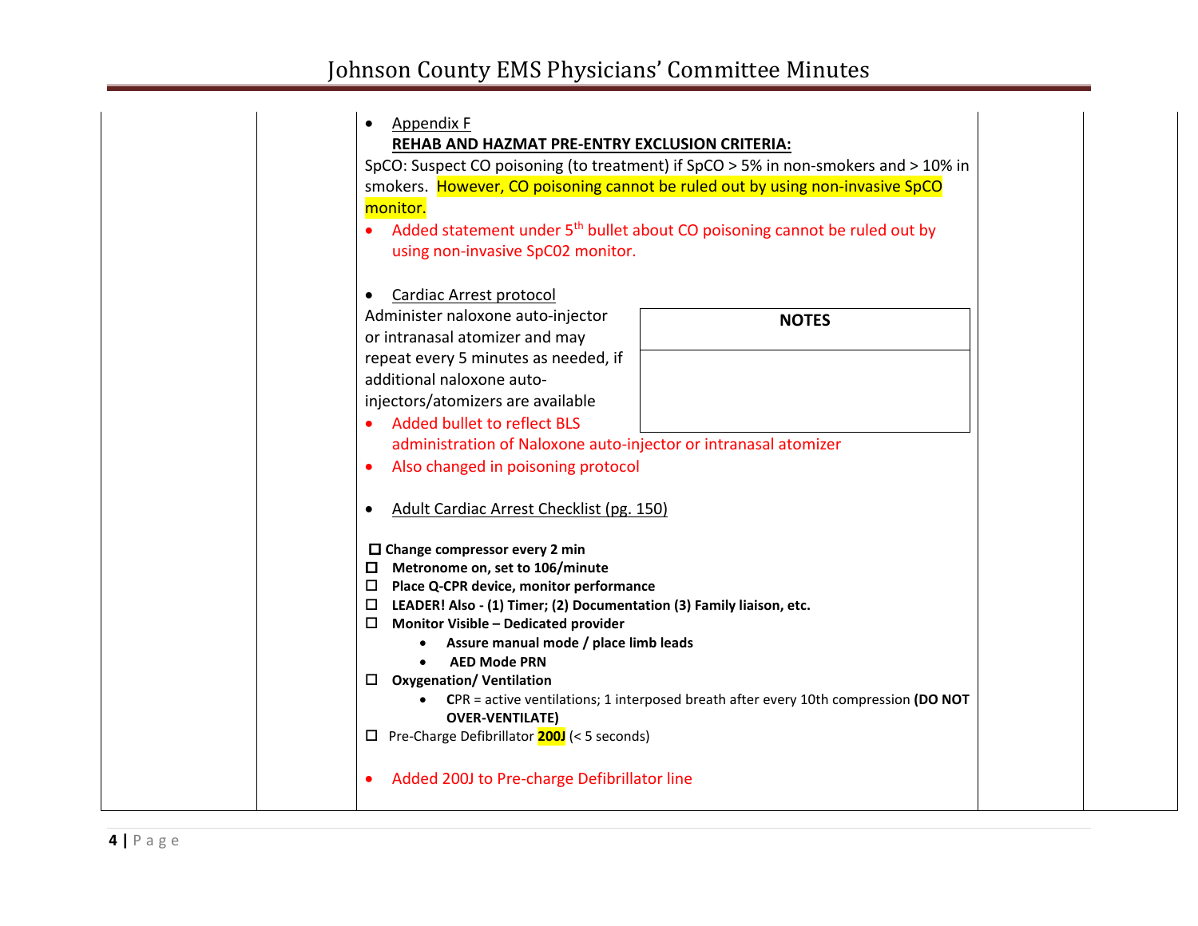| | | | | |
|---|---|---|---|---|
| | | • <u>Appendix F</u><br>**<u>REHAB AND HAZMAT PRE-ENTRY EXCLUSION CRITERIA:</u>**<br>SpCO: Suspect CO poisoning (to treatment) if SpCO > 5% in non-smokers and > 10% in smokers. However, CO poisoning cannot be ruled out by using non-invasive SpCO monitor.<br>• Added statement under 5th bullet about CO poisoning cannot be ruled out by using non-invasive SpC02 monitor.<br><br>• <u>Cardiac Arrest protocol</u><br>Administer naloxone auto-injector or intranasal atomizer and may repeat every 5 minutes as needed, if additional naloxone auto-injectors/atomizers are available<br>• Added bullet to reflect BLS administration of Naloxone auto-injector or intranasal atomizer<br>• Also changed in poisoning protocol<br><br>**NOTES**<br><br>• <u>Adult Cardiac Arrest Checklist (pg. 150)</u><br><br>☐ **Change compressor every 2 min**<br>☐ **Metronome on, set to 106/minute**<br>☐ **Place Q-CPR device, monitor performance**<br>☐ **LEADER! Also - (1) Timer; (2) Documentation (3) Family liaison, etc.**<br>☐ **Monitor Visible – Dedicated provider**<br>  • **Assure manual mode / place limb leads**<br>  • **AED Mode PRN**<br>☐ **Oxygenation/ Ventilation**<br>  • **C**PR = active ventilations; 1 interposed breath after every 10th compression **(DO NOT OVER-VENTILATE)**<br>☐ Pre-Charge Defibrillator **200J** (< 5 seconds)<br><br>• Added 200J to Pre-charge Defibrillator line | | |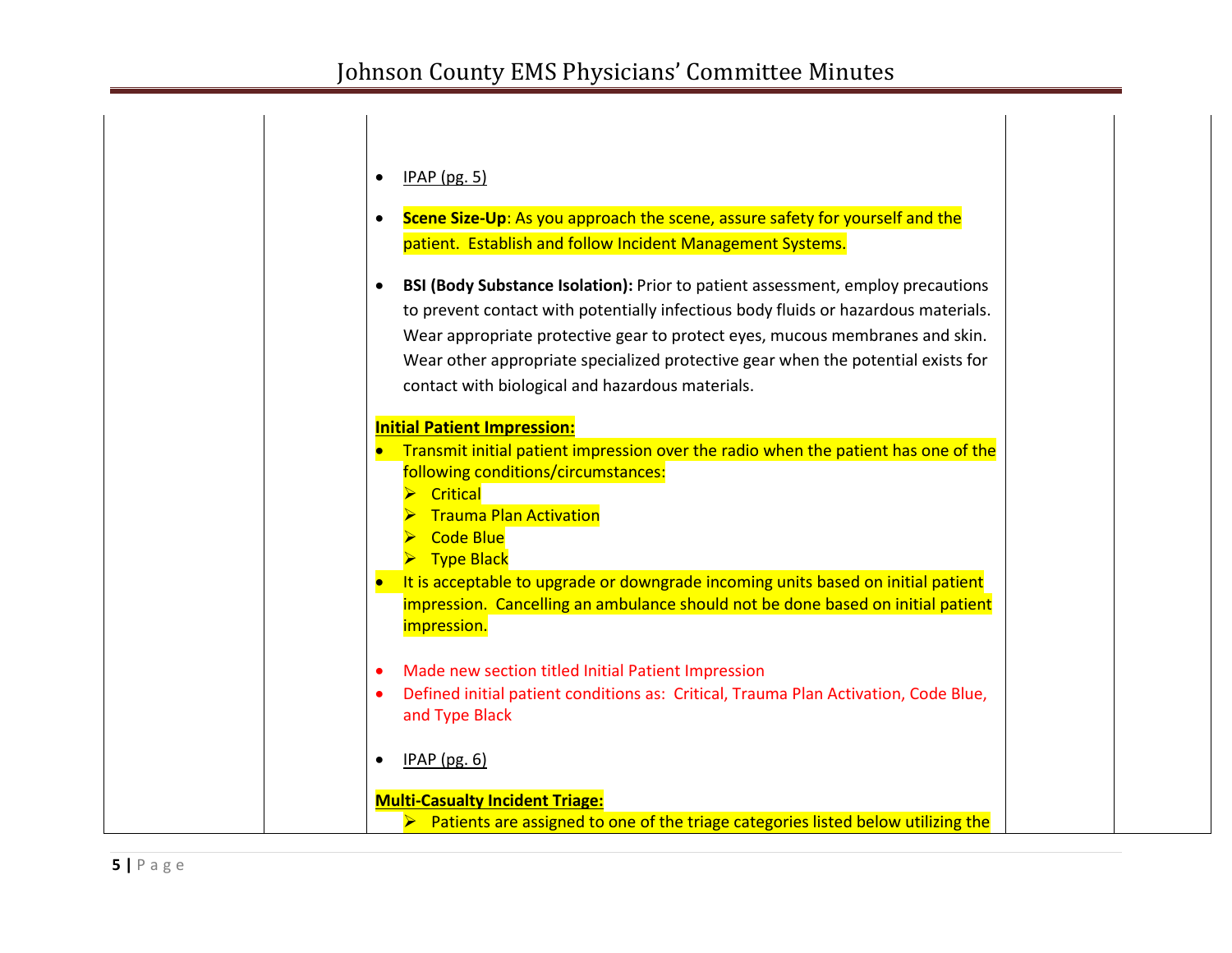| | | | | |
|---|---|---|---|---|
| | | • IPAP (pg. 5)<br><br>• **Scene Size-Up**: As you approach the scene, assure safety for yourself and the patient. Establish and follow Incident Management Systems.<br><br>• **BSI (Body Substance Isolation):** Prior to patient assessment, employ precautions to prevent contact with potentially infectious body fluids or hazardous materials. Wear appropriate protective gear to protect eyes, mucous membranes and skin. Wear other appropriate specialized protective gear when the potential exists for contact with biological and hazardous materials.<br><br>**Initial Patient Impression:**<br>• Transmit initial patient impression over the radio when the patient has one of the following conditions/circumstances:<br>➢ Critical<br>➢ Trauma Plan Activation<br>➢ Code Blue<br>➢ Type Black<br>• It is acceptable to upgrade or downgrade incoming units based on initial patient impression. Cancelling an ambulance should not be done based on initial patient impression.<br><br>• Made new section titled Initial Patient Impression<br>• Defined initial patient conditions as: Critical, Trauma Plan Activation, Code Blue, and Type Black<br><br>• IPAP (pg. 6)<br><br>**Multi-Casualty Incident Triage:**<br>➢ Patients are assigned to one of the triage categories listed below utilizing the | | |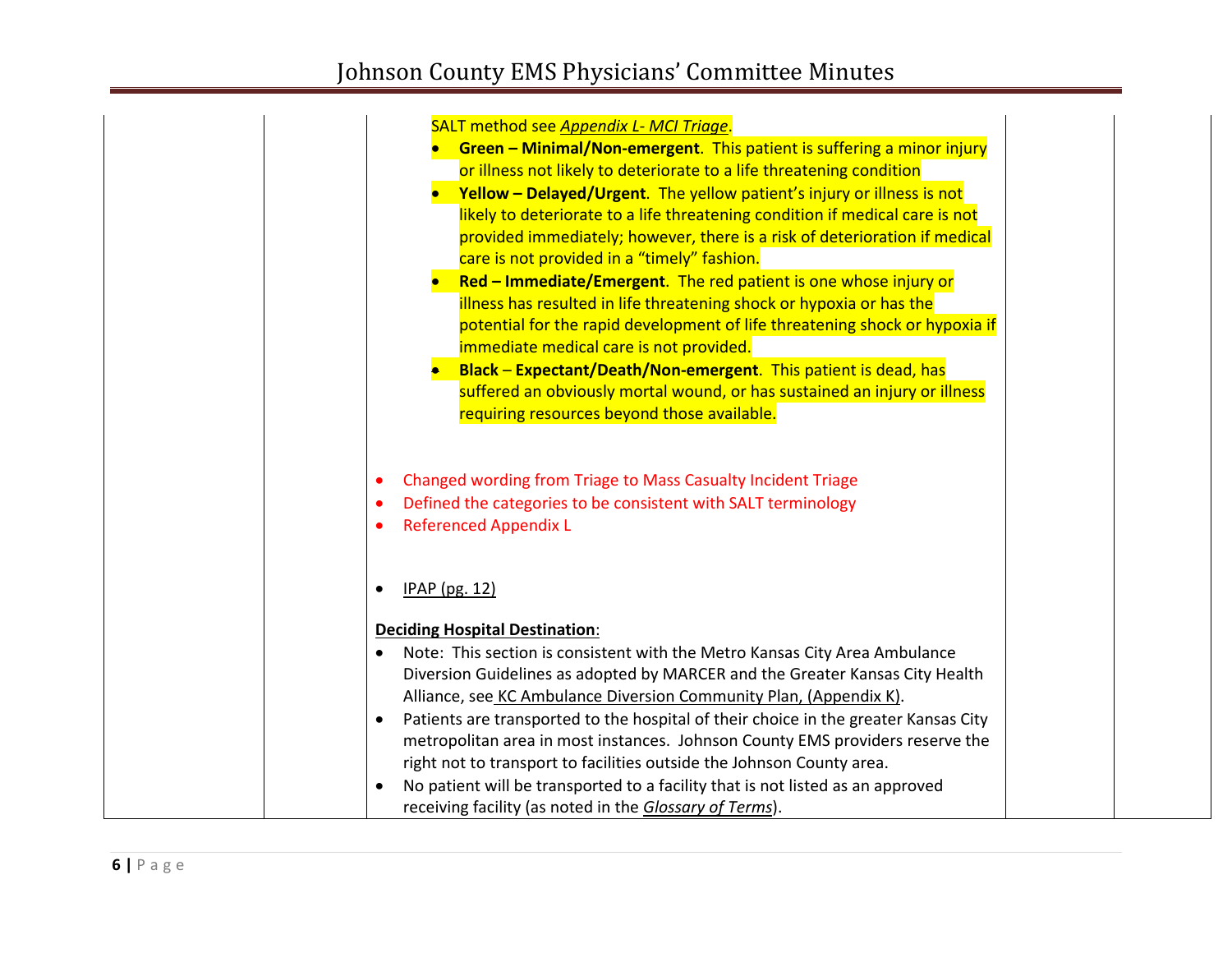| | | SALT method see *Appendix L- MCI Triage*.<br>• **Green – Minimal/Non-emergent**. This patient is suffering a minor injury or illness not likely to deteriorate to a life threatening condition<br>• **Yellow – Delayed/Urgent**. The yellow patient's injury or illness is not likely to deteriorate to a life threatening condition if medical care is not provided immediately; however, there is a risk of deterioration if medical care is not provided in a "timely" fashion.<br>• **Red – Immediate/Emergent**. The red patient is one whose injury or illness has resulted in life threatening shock or hypoxia or has the potential for the rapid development of life threatening shock or hypoxia if immediate medical care is not provided.<br>• **Black – Expectant/Death/Non-emergent**. This patient is dead, has suffered an obviously mortal wound, or has sustained an injury or illness requiring resources beyond those available.<br><br>• Changed wording from Triage to Mass Casualty Incident Triage<br>• Defined the categories to be consistent with SALT terminology<br>• Referenced Appendix L<br><br>• IPAP (pg. 12)<br><br>**Deciding Hospital Destination**:<br>• Note: This section is consistent with the Metro Kansas City Area Ambulance Diversion Guidelines as adopted by MARCER and the Greater Kansas City Health Alliance, see KC Ambulance Diversion Community Plan, (Appendix K).<br>• Patients are transported to the hospital of their choice in the greater Kansas City metropolitan area in most instances. Johnson County EMS providers reserve the right not to transport to facilities outside the Johnson County area.<br>• No patient will be transported to a facility that is not listed as an approved receiving facility (as noted in the *Glossary of Terms*). | | |
|---|---|---|---|---|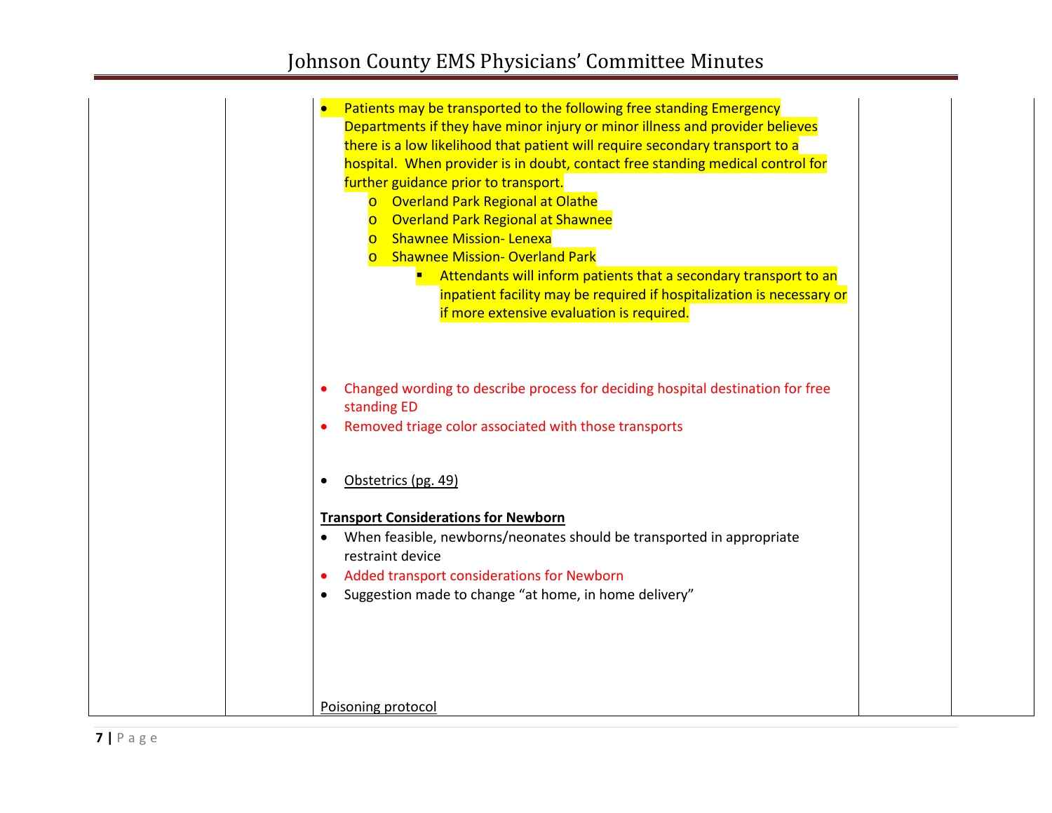| | | | | |
|---|---|---|---|---|
| | | • Patients may be transported to the following free standing Emergency Departments if they have minor injury or minor illness and provider believes there is a low likelihood that patient will require secondary transport to a hospital. When provider is in doubt, contact free standing medical control for further guidance prior to transport.<br>o Overland Park Regional at Olathe<br>o Overland Park Regional at Shawnee<br>o Shawnee Mission- Lenexa<br>o Shawnee Mission- Overland Park<br>▪ Attendants will inform patients that a secondary transport to an inpatient facility may be required if hospitalization is necessary or if more extensive evaluation is required.<br><br>• Changed wording to describe process for deciding hospital destination for free standing ED<br>• Removed triage color associated with those transports<br><br>• Obstetrics (pg. 49)<br><br>**Transport Considerations for Newborn**<br>• When feasible, newborns/neonates should be transported in appropriate restraint device<br>• Added transport considerations for Newborn<br>• Suggestion made to change "at home, in home delivery"<br><br>Poisoning protocol | | |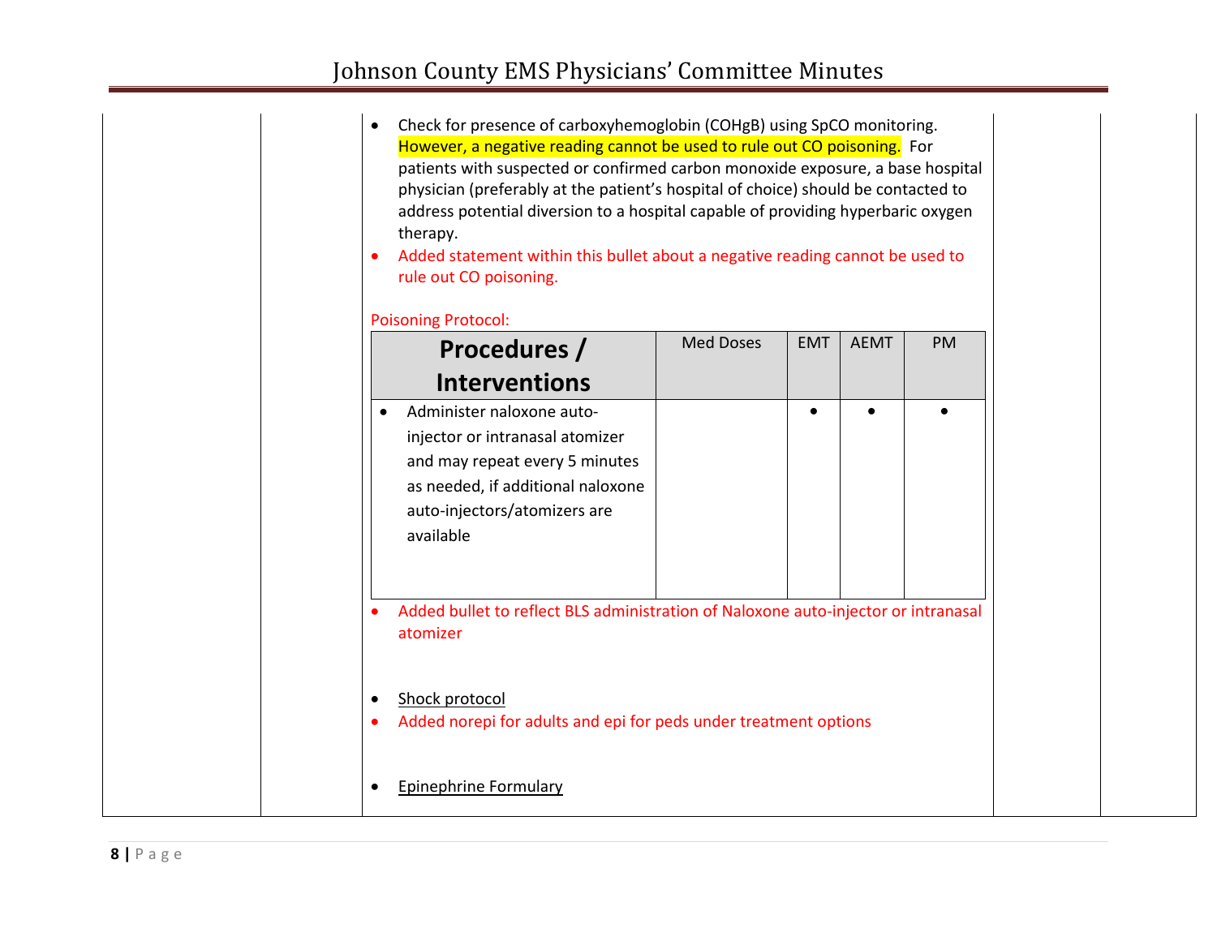- Check for presence of carboxyhemoglobin (COHgB) using SpCO monitoring. However, a negative reading cannot be used to rule out CO poisoning. For patients with suspected or confirmed carbon monoxide exposure, a base hospital physician (preferably at the patient's hospital of choice) should be contacted to address potential diversion to a hospital capable of providing hyperbaric oxygen therapy.
- Added statement within this bullet about a negative reading cannot be used to rule out CO poisoning.

Poisoning Protocol:

| Procedures / Interventions | Med Doses | EMT | AEMT | PM |
|---|---|---|---|---|
| • Administer naloxone auto-injector or intranasal atomizer and may repeat every 5 minutes as needed, if additional naloxone auto-injectors/atomizers are available | | • | • | • |

- Added bullet to reflect BLS administration of Naloxone auto-injector or intranasal atomizer

- Shock protocol
- Added norepi for adults and epi for peds under treatment options

- Epinephrine Formulary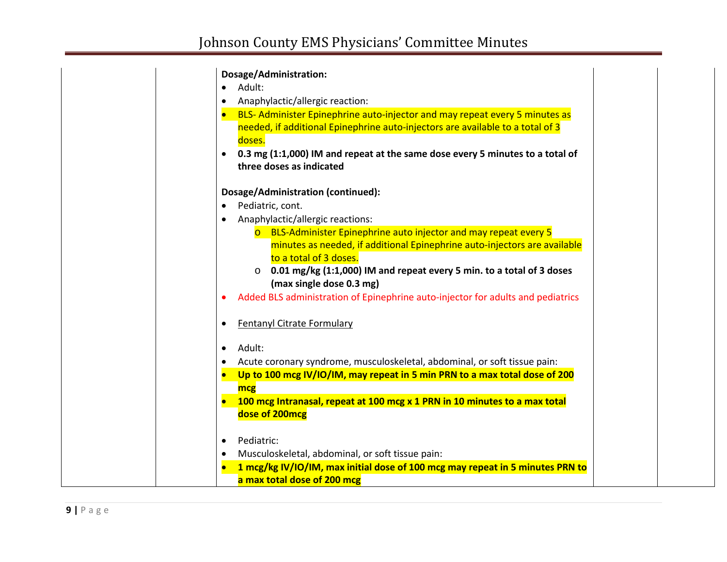| | | | | |
|---|---|---|---|---|
| | | **Dosage/Administration:**<br>• Adult:<br>• Anaphylactic/allergic reaction:<br>• BLS- Administer Epinephrine auto-injector and may repeat every 5 minutes as needed, if additional Epinephrine auto-injectors are available to a total of 3 doses.<br>• **0.3 mg (1:1,000) IM and repeat at the same dose every 5 minutes to a total of three doses as indicated**<br><br>**Dosage/Administration (continued):**<br>• Pediatric, cont.<br>• Anaphylactic/allergic reactions:<br>  o BLS-Administer Epinephrine auto injector and may repeat every 5 minutes as needed, if additional Epinephrine auto-injectors are available to a total of 3 doses.<br>  o **0.01 mg/kg (1:1,000) IM and repeat every 5 min. to a total of 3 doses (max single dose 0.3 mg)**<br>• Added BLS administration of Epinephrine auto-injector for adults and pediatrics<br><br>• Fentanyl Citrate Formulary<br><br>• Adult:<br>• Acute coronary syndrome, musculoskeletal, abdominal, or soft tissue pain:<br>• **Up to 100 mcg IV/IO/IM, may repeat in 5 min PRN to a max total dose of 200 mcg**<br>• **100 mcg Intranasal, repeat at 100 mcg x 1 PRN in 10 minutes to a max total dose of 200mcg**<br><br>• Pediatric:<br>• Musculoskeletal, abdominal, or soft tissue pain:<br>• **1 mcg/kg IV/IO/IM, max initial dose of 100 mcg may repeat in 5 minutes PRN to a max total dose of 200 mcg** | | |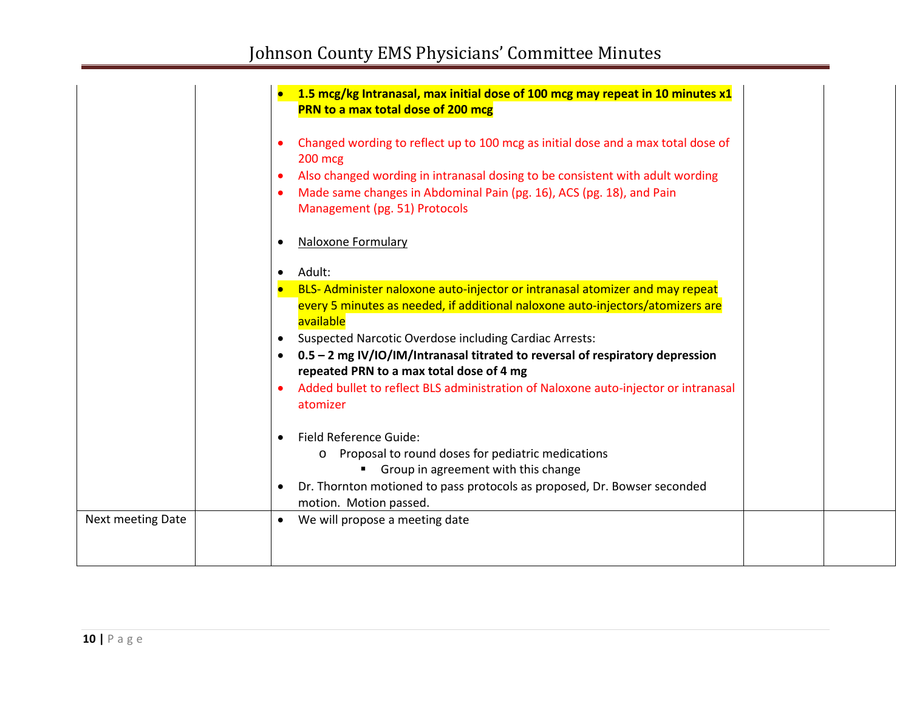| | | | | |
|---|---|---|---|---|
| | | • **1.5 mcg/kg Intranasal, max initial dose of 100 mcg may repeat in 10 minutes x1 PRN to a max total dose of 200 mcg**<br><br>• Changed wording to reflect up to 100 mcg as initial dose and a max total dose of 200 mcg<br>• Also changed wording in intranasal dosing to be consistent with adult wording<br>• Made same changes in Abdominal Pain (pg. 16), ACS (pg. 18), and Pain Management (pg. 51) Protocols<br><br>• Naloxone Formulary<br><br>• Adult:<br>• BLS- Administer naloxone auto-injector or intranasal atomizer and may repeat every 5 minutes as needed, if additional naloxone auto-injectors/atomizers are available<br>• Suspected Narcotic Overdose including Cardiac Arrests:<br>• **0.5 – 2 mg IV/IO/IM/Intranasal titrated to reversal of respiratory depression repeated PRN to a max total dose of 4 mg**<br>• Added bullet to reflect BLS administration of Naloxone auto-injector or intranasal atomizer<br><br>• Field Reference Guide:<br>o Proposal to round doses for pediatric medications<br>▪ Group in agreement with this change<br>• Dr. Thornton motioned to pass protocols as proposed, Dr. Bowser seconded motion. Motion passed. | | |
| Next meeting Date | | • We will propose a meeting date | | |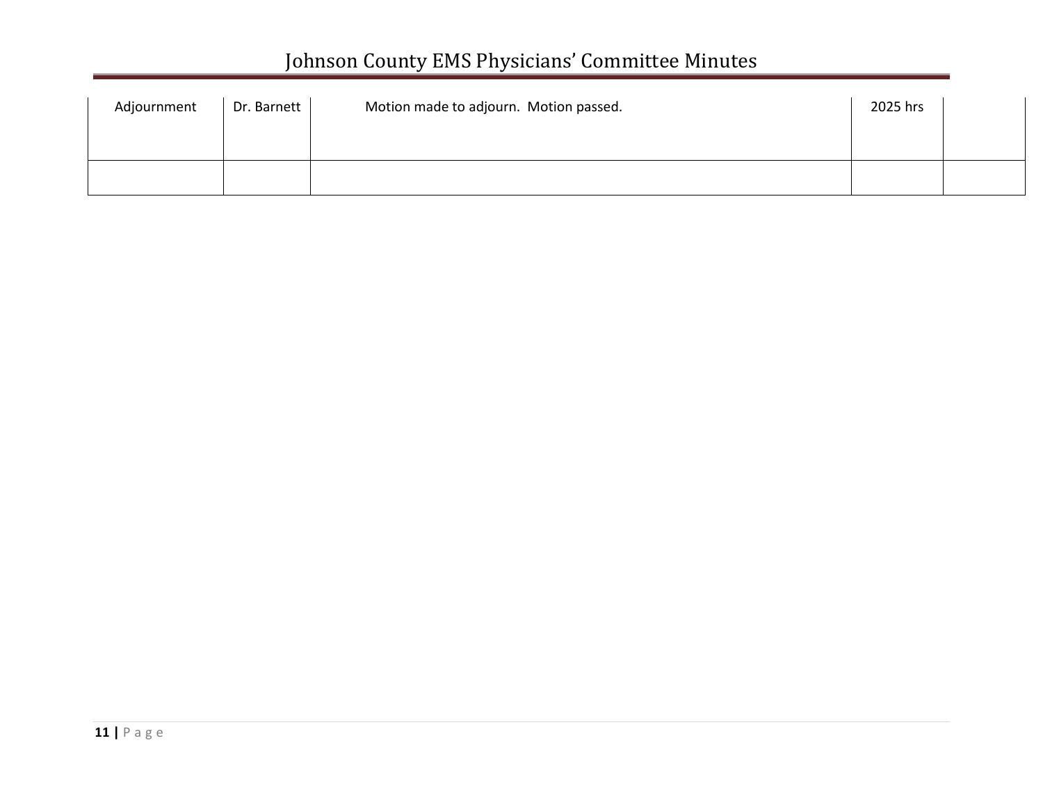| | | | | |
|---|---|---|---|---|
| Adjournment | Dr. Barnett | Motion made to adjourn. Motion passed. | 2025 hrs | |
| | | | | |